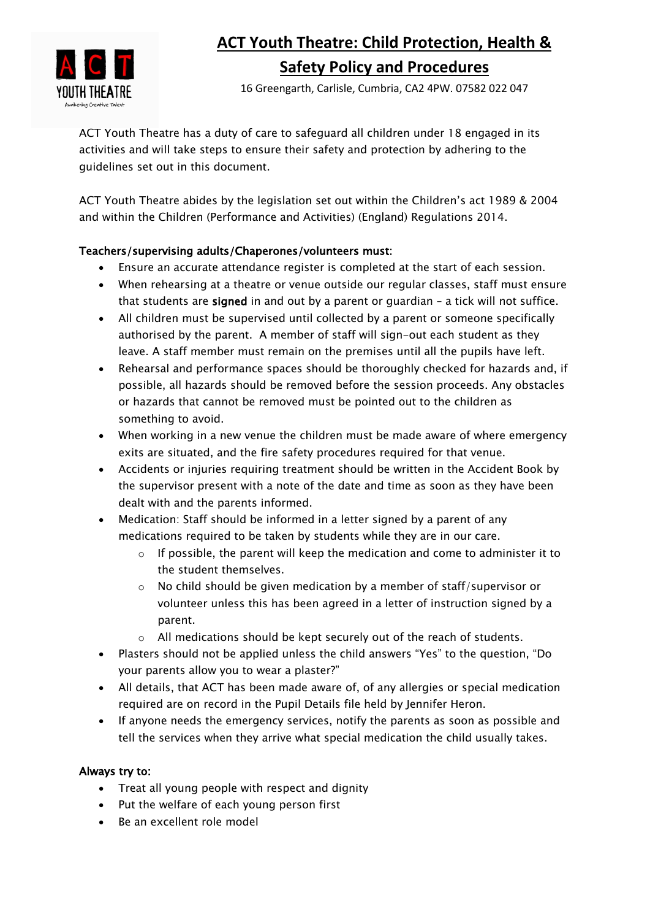# ACT Youth Theatre: Child Protection, Health & Safety Policy and Procedures

16 Greengarth, Carlisle, Cumbria, CA2 4PW. 07582 022 047

ACT Youth Theatre has a duty of care to safeguard all children under 18 engaged in its activities and will take steps to ensure their safety and protection by adhering to the guidelines set out in this document.

ACT Youth Theatre abides by the legislation set out within the Children's act 1989 & 2004 and within the Children (Performance and Activities) (England) Regulations 2014.

**Teachers/supervising adults/Chaperones/volunteers must:**

- Ensure an accurate attendance register is completed at the start of each session.
- When rehearsing at a theatre or venue outside our regular classes, staff must ensure that students are **signed** in and out by a parent or guardian – a tick will not suffice.
- All children must be supervised until collected by a parent or someone specifically authorised by the parent. A member of staff will sign-out each student as they leave. A staff member must remain on the premises until all the pupils have left.
- Rehearsal and performance spaces should be thoroughly checked for hazards and, if possible, all hazards should be removed before the session proceeds. Any obstacles or hazards that cannot be removed must be pointed out to the children as something to avoid.
- When working in a new venue the children must be made aware of where emergency exits are situated, and the fire safety procedures required for that venue.
- Accidents or injuries requiring treatment should be written in the Accident Book by the supervisor present with a note of the date and time as soon as they have been dealt with and the parents informed.
- Medication: Staff should be informed in a letter signed by a parent of any medications required to be taken by students while they are in our care.
    - If possible, the parent will keep the medication and come to administer it to the student themselves.
    - No child should be given medication by a member of staff/supervisor or volunteer unless this has been agreed in a letter of instruction signed by a parent.
    - All medications should be kept securely out of the reach of students.
- Plasters should not be applied unless the child answers "Yes" to the question, "Do your parents allow you to wear a plaster?"
- All details, that ACT has been made aware of, of any allergies or special medication required are on record in the Pupil Details file held by Jennifer Heron.
- If anyone needs the emergency services, notify the parents as soon as possible and tell the services when they arrive what special medication the child usually takes.

**Always try to:**

- Treat all young people with respect and dignity
- Put the welfare of each young person first
- Be an excellent role model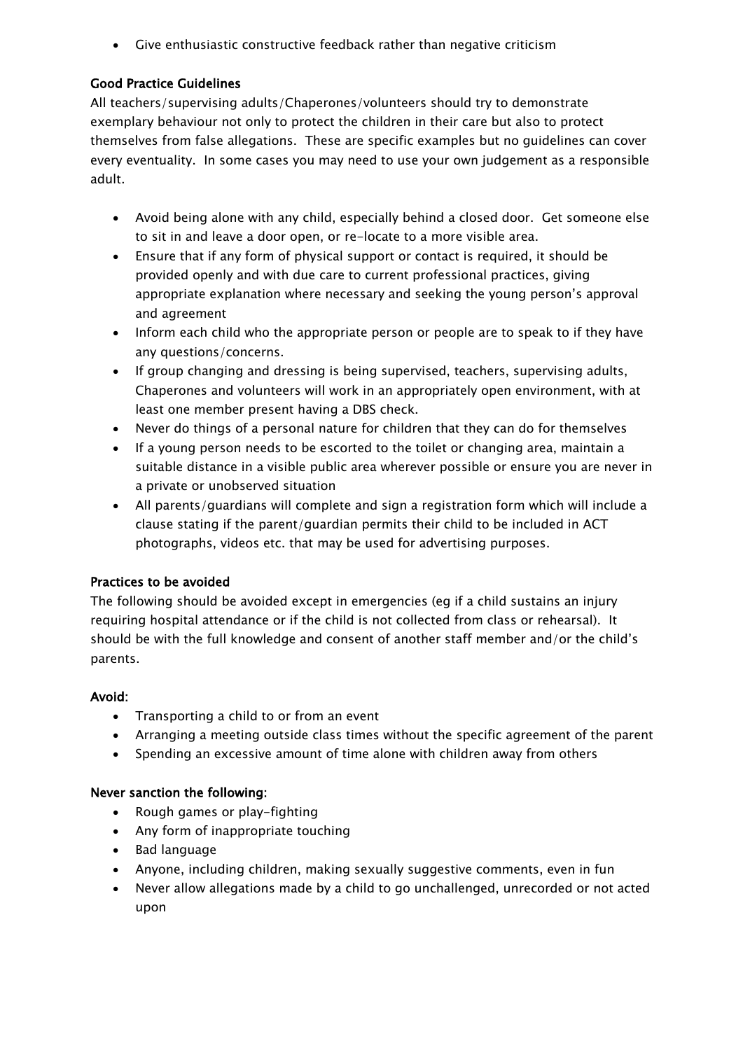- Give enthusiastic constructive feedback rather than negative criticism

**Good Practice Guidelines**

All teachers/supervising adults/Chaperones/volunteers should try to demonstrate exemplary behaviour not only to protect the children in their care but also to protect themselves from false allegations. These are specific examples but no guidelines can cover every eventuality. In some cases you may need to use your own judgement as a responsible adult.

- Avoid being alone with any child, especially behind a closed door. Get someone else to sit in and leave a door open, or re-locate to a more visible area.
- Ensure that if any form of physical support or contact is required, it should be provided openly and with due care to current professional practices, giving appropriate explanation where necessary and seeking the young person's approval and agreement
- Inform each child who the appropriate person or people are to speak to if they have any questions/concerns.
- If group changing and dressing is being supervised, teachers, supervising adults, Chaperones and volunteers will work in an appropriately open environment, with at least one member present having a DBS check.
- Never do things of a personal nature for children that they can do for themselves
- If a young person needs to be escorted to the toilet or changing area, maintain a suitable distance in a visible public area wherever possible or ensure you are never in a private or unobserved situation
- All parents/guardians will complete and sign a registration form which will include a clause stating if the parent/guardian permits their child to be included in ACT photographs, videos etc. that may be used for advertising purposes.

**Practices to be avoided**

The following should be avoided except in emergencies (eg if a child sustains an injury requiring hospital attendance or if the child is not collected from class or rehearsal). It should be with the full knowledge and consent of another staff member and/or the child's parents.

**Avoid**:

- Transporting a child to or from an event
- Arranging a meeting outside class times without the specific agreement of the parent
- Spending an excessive amount of time alone with children away from others

**Never sanction the following**:

- Rough games or play-fighting
- Any form of inappropriate touching
- Bad language
- Anyone, including children, making sexually suggestive comments, even in fun
- Never allow allegations made by a child to go unchallenged, unrecorded or not acted upon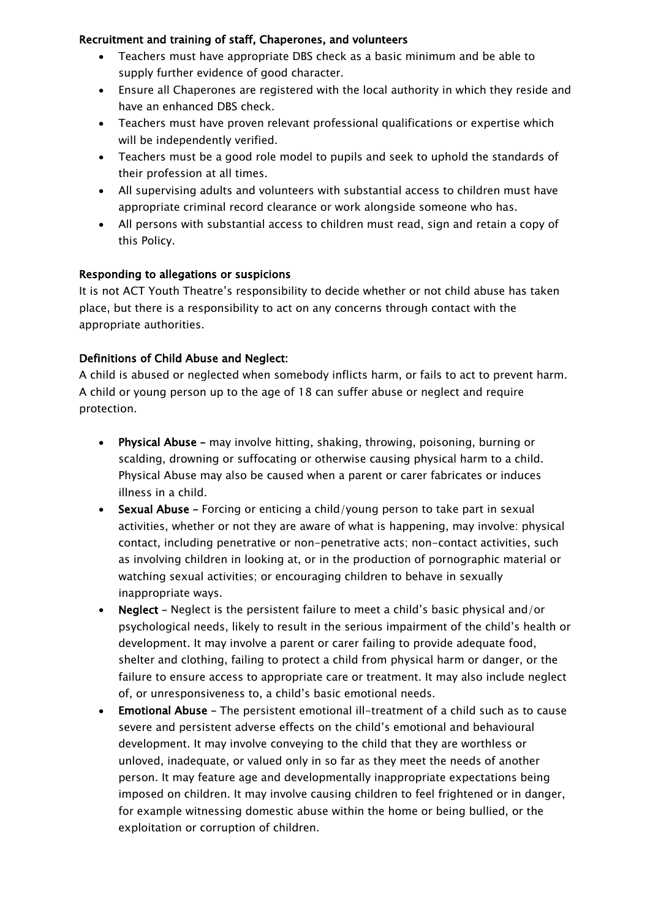**Recruitment and training of staff, Chaperones, and volunteers**

- Teachers must have appropriate DBS check as a basic minimum and be able to supply further evidence of good character.
- Ensure all Chaperones are registered with the local authority in which they reside and have an enhanced DBS check.
- Teachers must have proven relevant professional qualifications or expertise which will be independently verified.
- Teachers must be a good role model to pupils and seek to uphold the standards of their profession at all times.
- All supervising adults and volunteers with substantial access to children must have appropriate criminal record clearance or work alongside someone who has.
- All persons with substantial access to children must read, sign and retain a copy of this Policy.

**Responding to allegations or suspicions**

It is not ACT Youth Theatre's responsibility to decide whether or not child abuse has taken place, but there is a responsibility to act on any concerns through contact with the appropriate authorities.

**Definitions of Child Abuse and Neglect:**

A child is abused or neglected when somebody inflicts harm, or fails to act to prevent harm. A child or young person up to the age of 18 can suffer abuse or neglect and require protection.

- **Physical Abuse –** may involve hitting, shaking, throwing, poisoning, burning or scalding, drowning or suffocating or otherwise causing physical harm to a child. Physical Abuse may also be caused when a parent or carer fabricates or induces illness in a child.
- **Sexual Abuse –** Forcing or enticing a child/young person to take part in sexual activities, whether or not they are aware of what is happening, may involve: physical contact, including penetrative or non-penetrative acts; non-contact activities, such as involving children in looking at, or in the production of pornographic material or watching sexual activities; or encouraging children to behave in sexually inappropriate ways.
- **Neglect –** Neglect is the persistent failure to meet a child's basic physical and/or psychological needs, likely to result in the serious impairment of the child's health or development. It may involve a parent or carer failing to provide adequate food, shelter and clothing, failing to protect a child from physical harm or danger, or the failure to ensure access to appropriate care or treatment. It may also include neglect of, or unresponsiveness to, a child's basic emotional needs.
- **Emotional Abuse –** The persistent emotional ill-treatment of a child such as to cause severe and persistent adverse effects on the child's emotional and behavioural development. It may involve conveying to the child that they are worthless or unloved, inadequate, or valued only in so far as they meet the needs of another person. It may feature age and developmentally inappropriate expectations being imposed on children. It may involve causing children to feel frightened or in danger, for example witnessing domestic abuse within the home or being bullied, or the exploitation or corruption of children.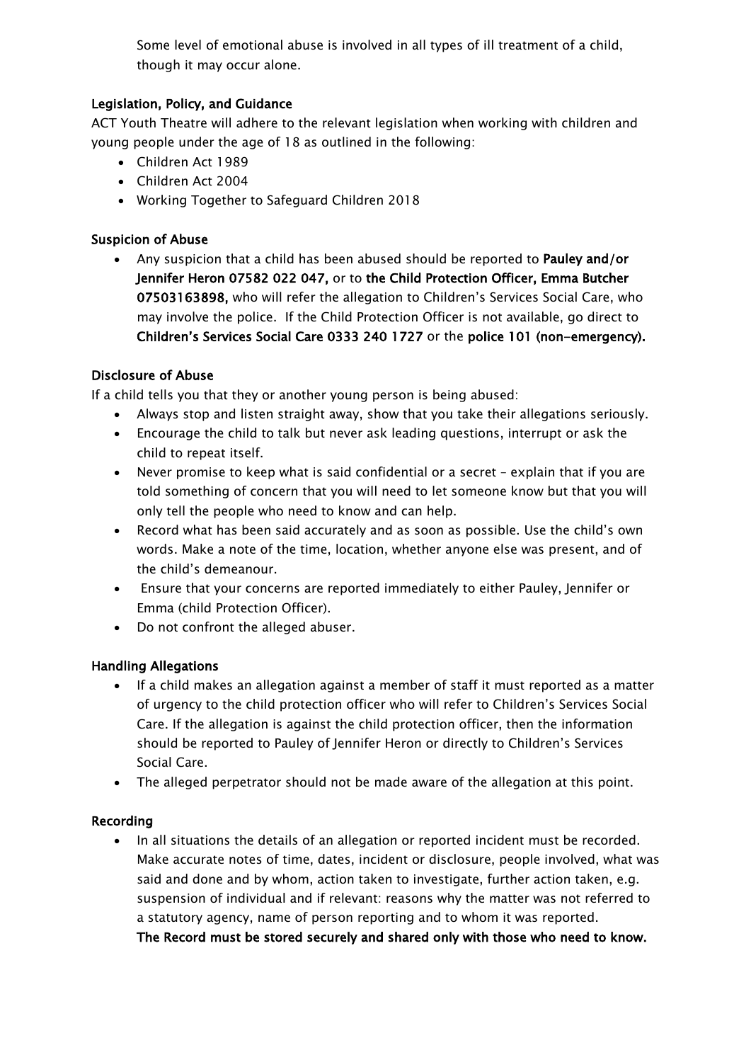Some level of emotional abuse is involved in all types of ill treatment of a child, though it may occur alone.

**Legislation, Policy, and Guidance**

ACT Youth Theatre will adhere to the relevant legislation when working with children and young people under the age of 18 as outlined in the following:

- Children Act 1989
- Children Act 2004
- Working Together to Safeguard Children 2018

**Suspicion of Abuse**

- Any suspicion that a child has been abused should be reported to **Pauley and/or Jennifer Heron 07582 022 047,** or to **the Child Protection Officer, Emma Butcher 07503163898,** who will refer the allegation to Children's Services Social Care, who may involve the police. If the Child Protection Officer is not available, go direct to **Children's Services Social Care 0333 240 1727** or the **police 101 (non-emergency).**

**Disclosure of Abuse**

If a child tells you that they or another young person is being abused:

- Always stop and listen straight away, show that you take their allegations seriously.
- Encourage the child to talk but never ask leading questions, interrupt or ask the child to repeat itself.
- Never promise to keep what is said confidential or a secret – explain that if you are told something of concern that you will need to let someone know but that you will only tell the people who need to know and can help.
- Record what has been said accurately and as soon as possible. Use the child's own words. Make a note of the time, location, whether anyone else was present, and of the child's demeanour.
- Ensure that your concerns are reported immediately to either Pauley, Jennifer or Emma (child Protection Officer).
- Do not confront the alleged abuser.

**Handling Allegations**

- If a child makes an allegation against a member of staff it must reported as a matter of urgency to the child protection officer who will refer to Children's Services Social Care. If the allegation is against the child protection officer, then the information should be reported to Pauley of Jennifer Heron or directly to Children's Services Social Care.
- The alleged perpetrator should not be made aware of the allegation at this point.

**Recording**

- In all situations the details of an allegation or reported incident must be recorded. Make accurate notes of time, dates, incident or disclosure, people involved, what was said and done and by whom, action taken to investigate, further action taken, e.g. suspension of individual and if relevant: reasons why the matter was not referred to a statutory agency, name of person reporting and to whom it was reported.
  **The Record must be stored securely and shared only with those who need to know.**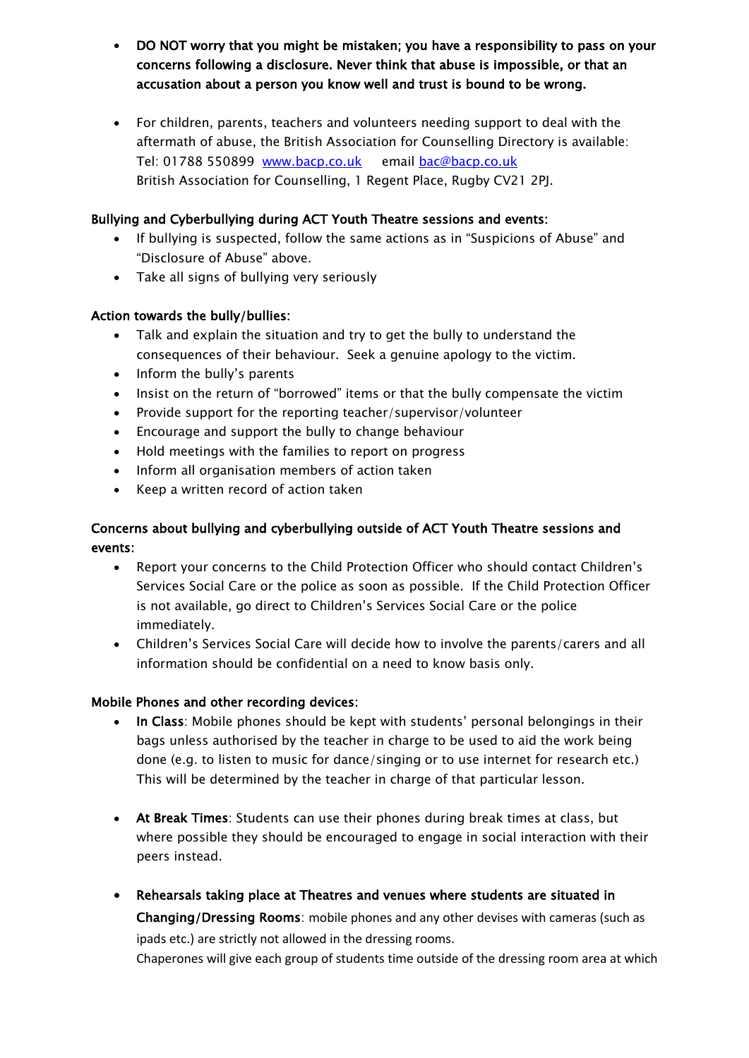- **DO NOT worry that you might be mistaken; you have a responsibility to pass on your concerns following a disclosure. Never think that abuse is impossible, or that an accusation about a person you know well and trust is bound to be wrong.**

- For children, parents, teachers and volunteers needing support to deal with the aftermath of abuse, the British Association for Counselling Directory is available: Tel: 01788 550899 [www.bacp.co.uk](http://www.bacp.co.uk) email [bac@bacp.co.uk](mailto:bac@bacp.co.uk)
  British Association for Counselling, 1 Regent Place, Rugby CV21 2PJ.

**Bullying and Cyberbullying during ACT Youth Theatre sessions and events:**

- If bullying is suspected, follow the same actions as in "Suspicions of Abuse" and "Disclosure of Abuse" above.
- Take all signs of bullying very seriously

**Action towards the bully/bullies:**

- Talk and explain the situation and try to get the bully to understand the consequences of their behaviour. Seek a genuine apology to the victim.
- Inform the bully's parents
- Insist on the return of "borrowed" items or that the bully compensate the victim
- Provide support for the reporting teacher/supervisor/volunteer
- Encourage and support the bully to change behaviour
- Hold meetings with the families to report on progress
- Inform all organisation members of action taken
- Keep a written record of action taken

**Concerns about bullying and cyberbullying outside of ACT Youth Theatre sessions and events:**

- Report your concerns to the Child Protection Officer who should contact Children's Services Social Care or the police as soon as possible. If the Child Protection Officer is not available, go direct to Children's Services Social Care or the police immediately.
- Children's Services Social Care will decide how to involve the parents/carers and all information should be confidential on a need to know basis only.

**Mobile Phones and other recording devices:**

- **In Class**: Mobile phones should be kept with students' personal belongings in their bags unless authorised by the teacher in charge to be used to aid the work being done (e.g. to listen to music for dance/singing or to use internet for research etc.) This will be determined by the teacher in charge of that particular lesson.

- **At Break Times**: Students can use their phones during break times at class, but where possible they should be encouraged to engage in social interaction with their peers instead.

- **Rehearsals taking place at Theatres and venues where students are situated in Changing/Dressing Rooms**: mobile phones and any other devises with cameras (such as ipads etc.) are strictly not allowed in the dressing rooms.
  Chaperones will give each group of students time outside of the dressing room area at which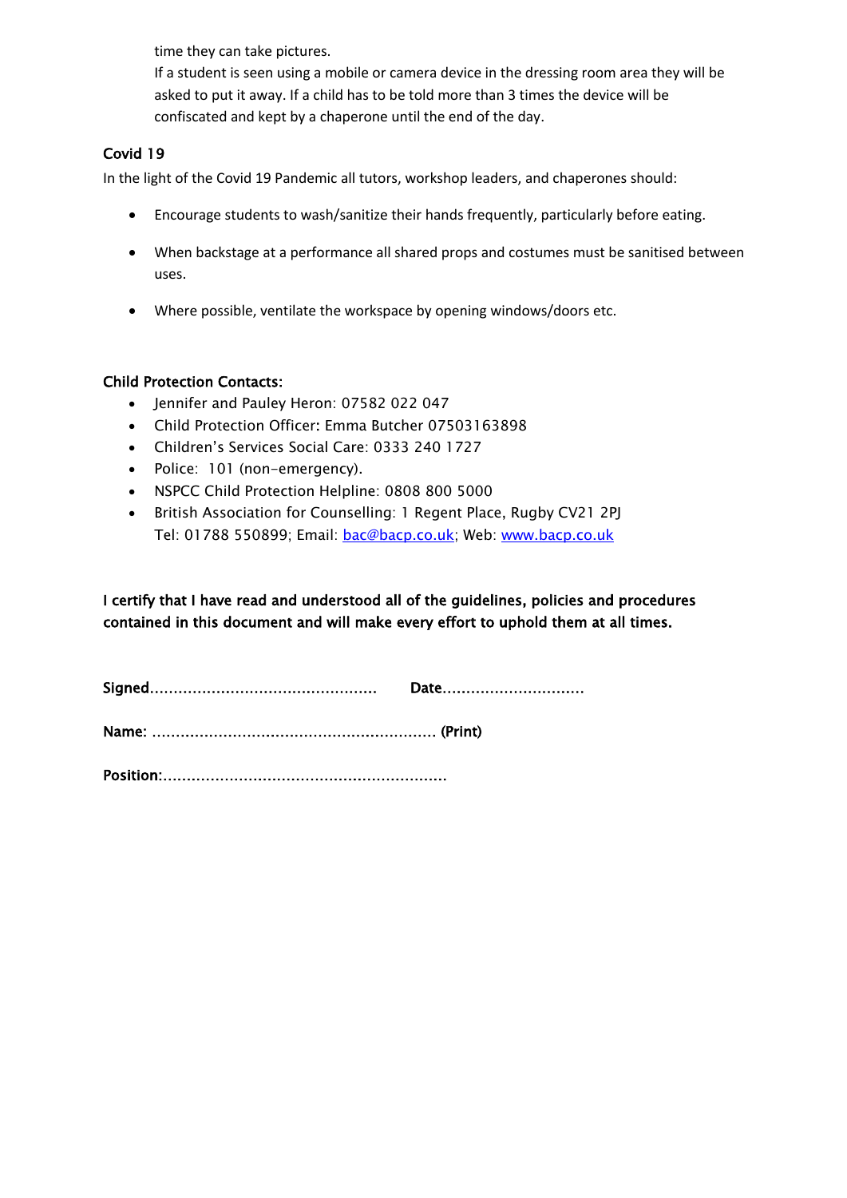time they can take pictures.
If a student is seen using a mobile or camera device in the dressing room area they will be asked to put it away. If a child has to be told more than 3 times the device will be confiscated and kept by a chaperone until the end of the day.

## Covid 19

In the light of the Covid 19 Pandemic all tutors, workshop leaders, and chaperones should:

- Encourage students to wash/sanitize their hands frequently, particularly before eating.
- When backstage at a performance all shared props and costumes must be sanitised between uses.
- Where possible, ventilate the workspace by opening windows/doors etc.

## Child Protection Contacts:

- Jennifer and Pauley Heron: 07582 022 047
- Child Protection Officer: Emma Butcher 07503163898
- Children's Services Social Care: 0333 240 1727
- Police: 101 (non-emergency).
- NSPCC Child Protection Helpline: 0808 800 5000
- British Association for Counselling: 1 Regent Place, Rugby CV21 2PJ
  Tel: 01788 550899; Email: bac@bacp.co.uk; Web: www.bacp.co.uk

**I certify that I have read and understood all of the guidelines, policies and procedures contained in this document and will make every effort to uphold them at all times.**

**Signed...............................................** **Date.............................**

**Name: ........................................................... (Print)**

**Position:...........................................................**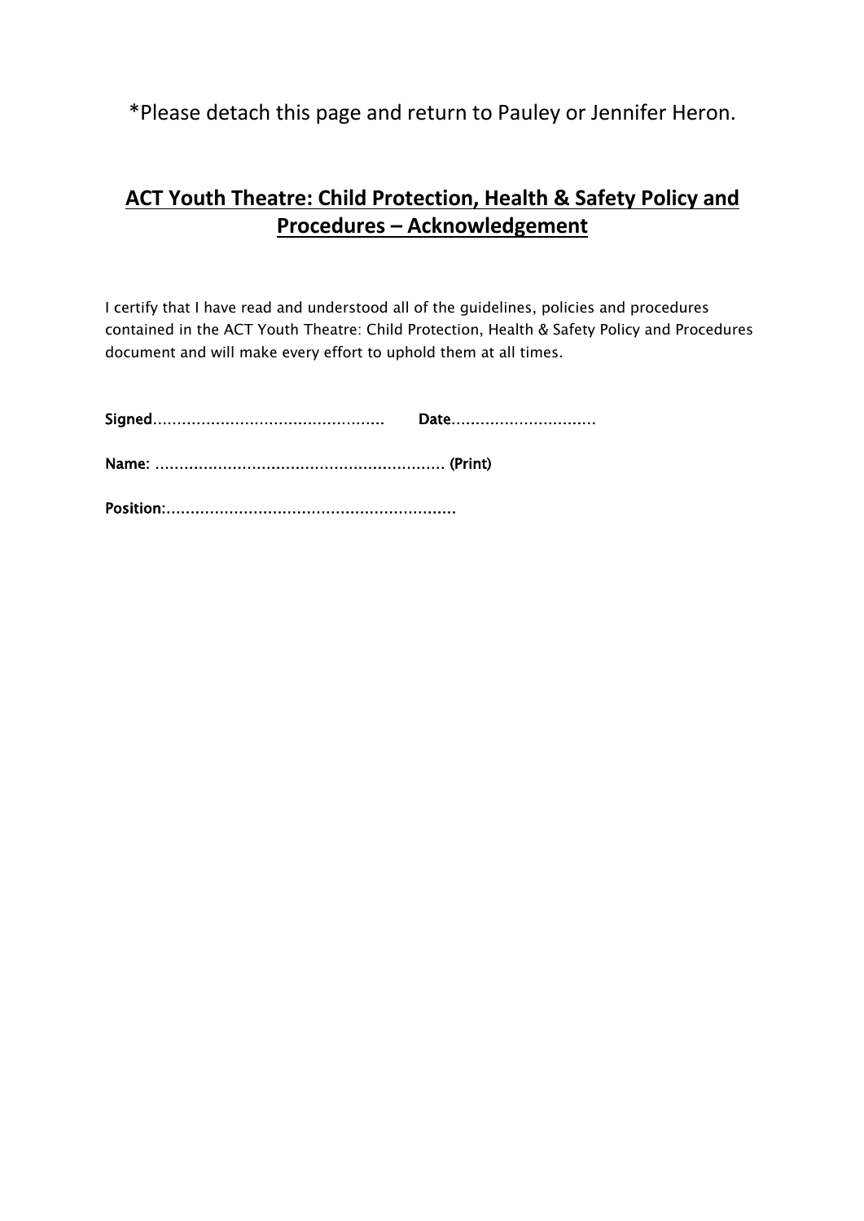*Please detach this page and return to Pauley or Jennifer Heron.

## ACT Youth Theatre: Child Protection, Health & Safety Policy and Procedures – Acknowledgement

I certify that I have read and understood all of the guidelines, policies and procedures contained in the ACT Youth Theatre: Child Protection, Health & Safety Policy and Procedures document and will make every effort to uphold them at all times.

**Signed**…………………………………………  **Date**…………………………

**Name:** …………………………………………………… **(Print)**

**Position:**……………………………………………………